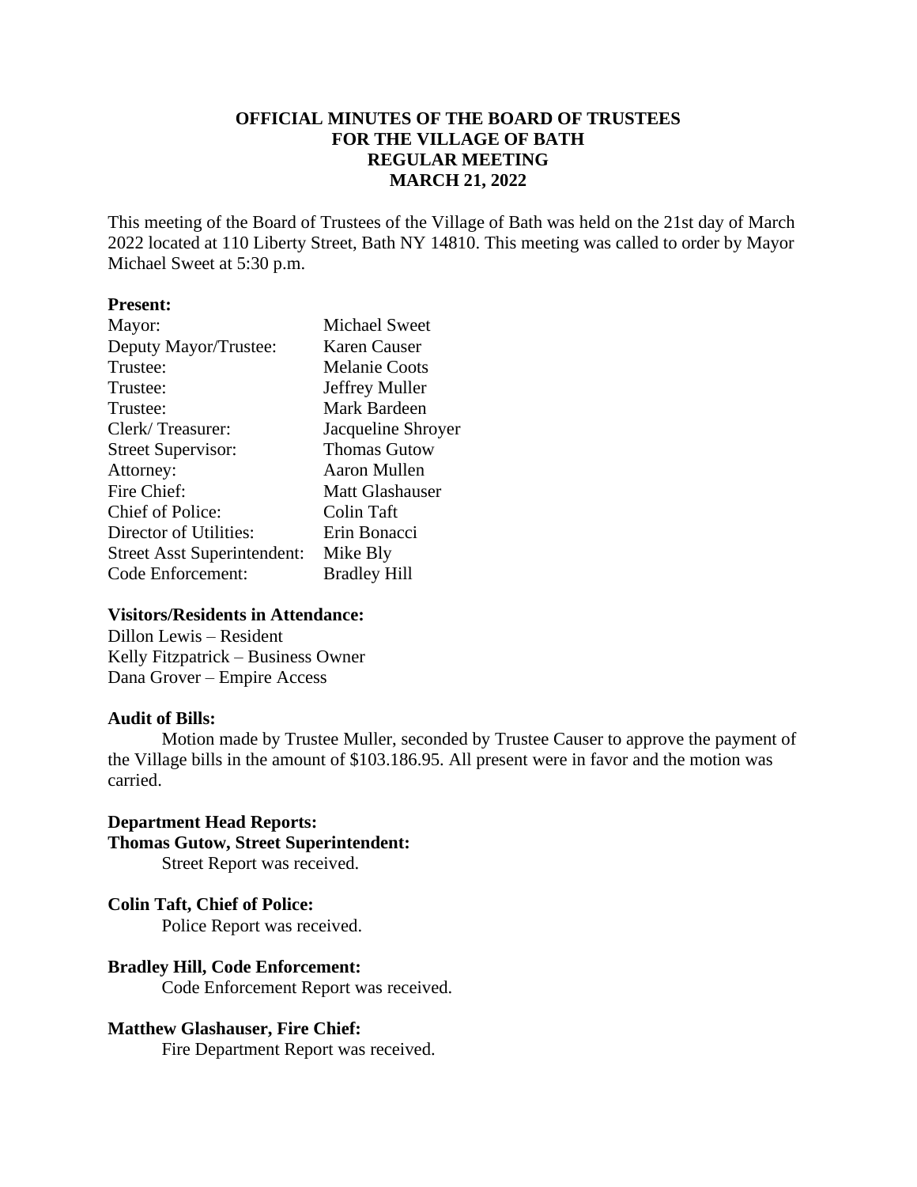**OFFICIAL MINUTES OF THE BOARD OF TRUSTEES**
**FOR THE VILLAGE OF BATH**
**REGULAR MEETING**
**MARCH 21, 2022**

This meeting of the Board of Trustees of the Village of Bath was held on the 21st day of March 2022 located at 110 Liberty Street, Bath NY 14810. This meeting was called to order by Mayor Michael Sweet at 5:30 p.m.

**Present:**

| | |
|---|---|
| Mayor: | Michael Sweet |
| Deputy Mayor/Trustee: | Karen Causer |
| Trustee: | Melanie Coots |
| Trustee: | Jeffrey Muller |
| Trustee: | Mark Bardeen |
| Clerk/ Treasurer: | Jacqueline Shroyer |
| Street Supervisor: | Thomas Gutow |
| Attorney: | Aaron Mullen |
| Fire Chief: | Matt Glashauser |
| Chief of Police: | Colin Taft |
| Director of Utilities: | Erin Bonacci |
| Street Asst Superintendent: | Mike Bly |
| Code Enforcement: | Bradley Hill |

**Visitors/Residents in Attendance:**

Dillon Lewis – Resident
Kelly Fitzpatrick – Business Owner
Dana Grover – Empire Access

**Audit of Bills:**

Motion made by Trustee Muller, seconded by Trustee Causer to approve the payment of the Village bills in the amount of $103.186.95. All present were in favor and the motion was carried.

**Department Head Reports:**

**Thomas Gutow, Street Superintendent:**

Street Report was received.

**Colin Taft, Chief of Police:**

Police Report was received.

**Bradley Hill, Code Enforcement:**

Code Enforcement Report was received.

**Matthew Glashauser, Fire Chief:**

Fire Department Report was received.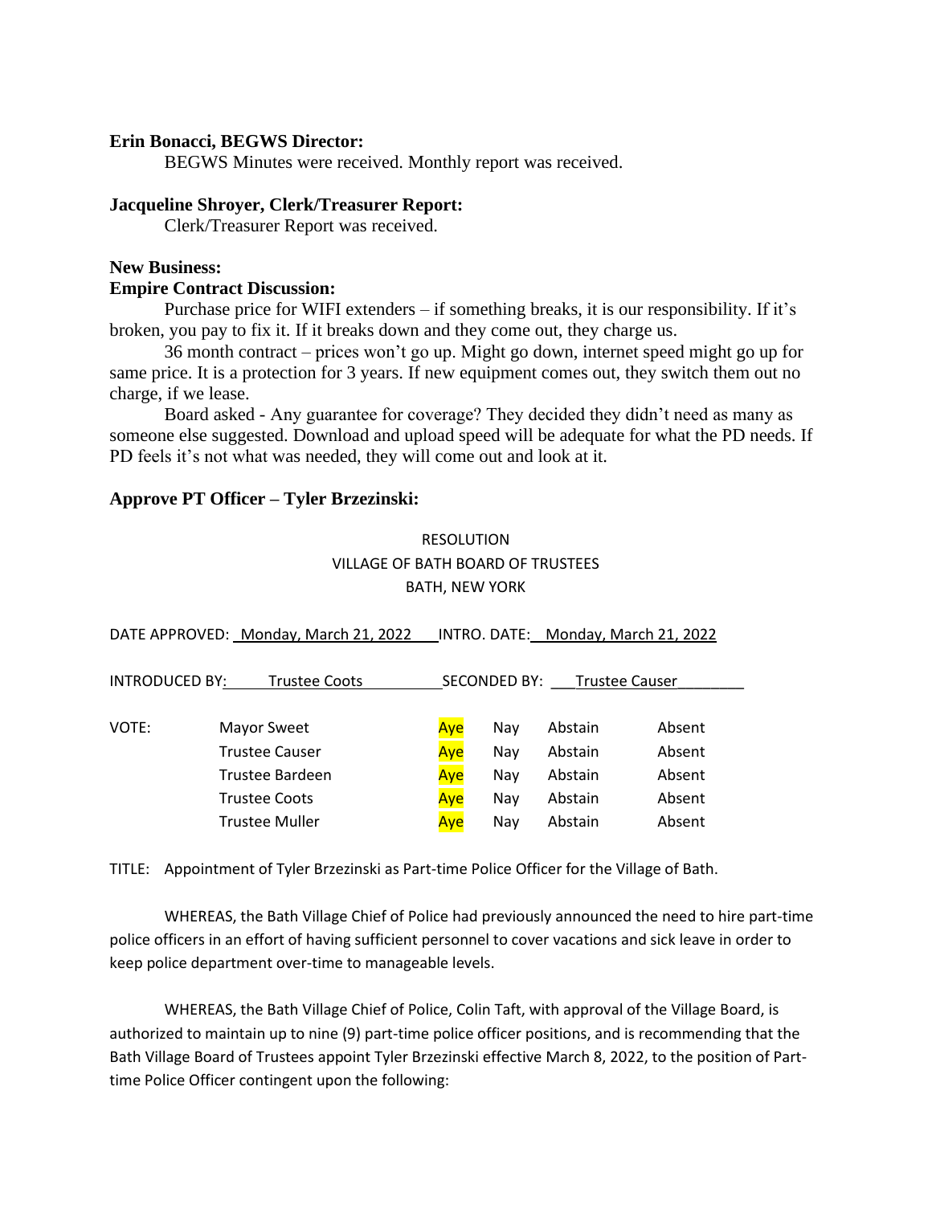**Erin Bonacci, BEGWS Director:**

BEGWS Minutes were received. Monthly report was received.

**Jacqueline Shroyer, Clerk/Treasurer Report:**

Clerk/Treasurer Report was received.

**New Business:**

**Empire Contract Discussion:**

Purchase price for WIFI extenders – if something breaks, it is our responsibility. If it's broken, you pay to fix it. If it breaks down and they come out, they charge us.

36 month contract – prices won't go up. Might go down, internet speed might go up for same price. It is a protection for 3 years. If new equipment comes out, they switch them out no charge, if we lease.

Board asked - Any guarantee for coverage? They decided they didn't need as many as someone else suggested. Download and upload speed will be adequate for what the PD needs. If PD feels it's not what was needed, they will come out and look at it.

**Approve PT Officer – Tyler Brzezinski:**

RESOLUTION
VILLAGE OF BATH BOARD OF TRUSTEES
BATH, NEW YORK

DATE APPROVED: Monday, March 21, 2022 INTRO. DATE: Monday, March 21, 2022

INTRODUCED BY: Trustee Coots SECONDED BY: Trustee Causer

| VOTE: | | | | | |
|---|---|---|---|---|---|
| | Mayor Sweet | **Aye** | Nay | Abstain | Absent |
| | Trustee Causer | **Aye** | Nay | Abstain | Absent |
| | Trustee Bardeen | **Aye** | Nay | Abstain | Absent |
| | Trustee Coots | **Aye** | Nay | Abstain | Absent |
| | Trustee Muller | **Aye** | Nay | Abstain | Absent |

TITLE: Appointment of Tyler Brzezinski as Part-time Police Officer for the Village of Bath.

WHEREAS, the Bath Village Chief of Police had previously announced the need to hire part-time police officers in an effort of having sufficient personnel to cover vacations and sick leave in order to keep police department over-time to manageable levels.

WHEREAS, the Bath Village Chief of Police, Colin Taft, with approval of the Village Board, is authorized to maintain up to nine (9) part-time police officer positions, and is recommending that the Bath Village Board of Trustees appoint Tyler Brzezinski effective March 8, 2022, to the position of Part-time Police Officer contingent upon the following: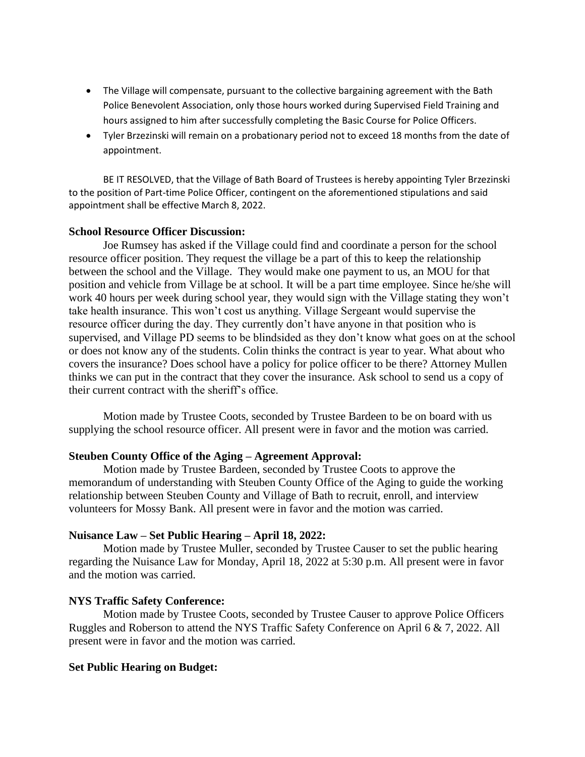- The Village will compensate, pursuant to the collective bargaining agreement with the Bath Police Benevolent Association, only those hours worked during Supervised Field Training and hours assigned to him after successfully completing the Basic Course for Police Officers.
- Tyler Brzezinski will remain on a probationary period not to exceed 18 months from the date of appointment.

BE IT RESOLVED, that the Village of Bath Board of Trustees is hereby appointing Tyler Brzezinski to the position of Part-time Police Officer, contingent on the aforementioned stipulations and said appointment shall be effective March 8, 2022.

**School Resource Officer Discussion:**

Joe Rumsey has asked if the Village could find and coordinate a person for the school resource officer position. They request the village be a part of this to keep the relationship between the school and the Village. They would make one payment to us, an MOU for that position and vehicle from Village be at school. It will be a part time employee. Since he/she will work 40 hours per week during school year, they would sign with the Village stating they won't take health insurance. This won't cost us anything. Village Sergeant would supervise the resource officer during the day. They currently don't have anyone in that position who is supervised, and Village PD seems to be blindsided as they don't know what goes on at the school or does not know any of the students. Colin thinks the contract is year to year. What about who covers the insurance? Does school have a policy for police officer to be there? Attorney Mullen thinks we can put in the contract that they cover the insurance. Ask school to send us a copy of their current contract with the sheriff's office.

Motion made by Trustee Coots, seconded by Trustee Bardeen to be on board with us supplying the school resource officer. All present were in favor and the motion was carried.

**Steuben County Office of the Aging – Agreement Approval:**

Motion made by Trustee Bardeen, seconded by Trustee Coots to approve the memorandum of understanding with Steuben County Office of the Aging to guide the working relationship between Steuben County and Village of Bath to recruit, enroll, and interview volunteers for Mossy Bank. All present were in favor and the motion was carried.

**Nuisance Law – Set Public Hearing – April 18, 2022:**

Motion made by Trustee Muller, seconded by Trustee Causer to set the public hearing regarding the Nuisance Law for Monday, April 18, 2022 at 5:30 p.m. All present were in favor and the motion was carried.

**NYS Traffic Safety Conference:**

Motion made by Trustee Coots, seconded by Trustee Causer to approve Police Officers Ruggles and Roberson to attend the NYS Traffic Safety Conference on April 6 & 7, 2022. All present were in favor and the motion was carried.

**Set Public Hearing on Budget:**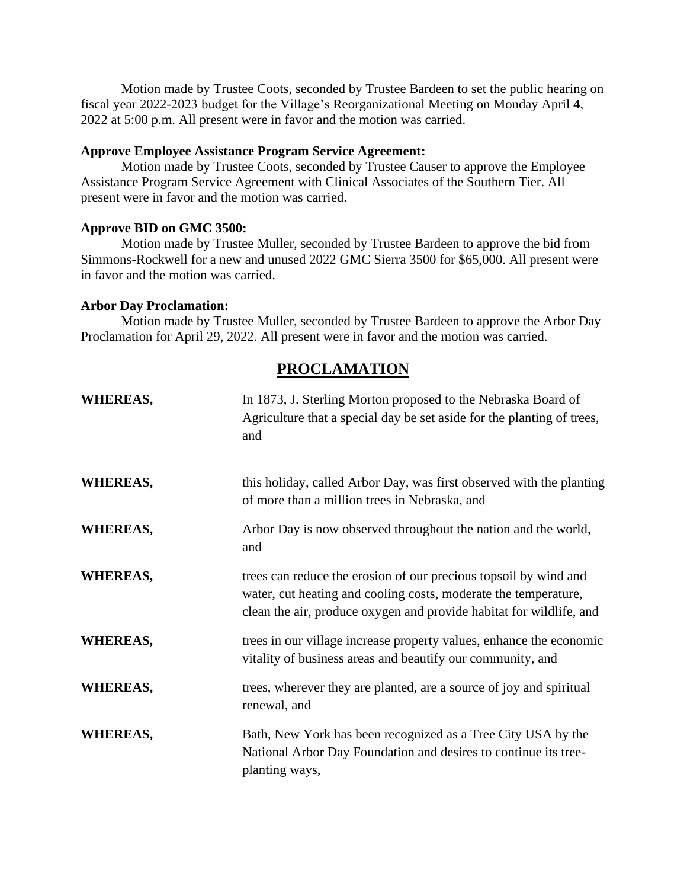Motion made by Trustee Coots, seconded by Trustee Bardeen to set the public hearing on fiscal year 2022-2023 budget for the Village's Reorganizational Meeting on Monday April 4, 2022 at 5:00 p.m. All present were in favor and the motion was carried.

**Approve Employee Assistance Program Service Agreement:**

Motion made by Trustee Coots, seconded by Trustee Causer to approve the Employee Assistance Program Service Agreement with Clinical Associates of the Southern Tier. All present were in favor and the motion was carried.

**Approve BID on GMC 3500:**

Motion made by Trustee Muller, seconded by Trustee Bardeen to approve the bid from Simmons-Rockwell for a new and unused 2022 GMC Sierra 3500 for $65,000. All present were in favor and the motion was carried.

**Arbor Day Proclamation:**

Motion made by Trustee Muller, seconded by Trustee Bardeen to approve the Arbor Day Proclamation for April 29, 2022. All present were in favor and the motion was carried.

## PROCLAMATION

**WHEREAS,** In 1873, J. Sterling Morton proposed to the Nebraska Board of Agriculture that a special day be set aside for the planting of trees, and

**WHEREAS,** this holiday, called Arbor Day, was first observed with the planting of more than a million trees in Nebraska, and

**WHEREAS,** Arbor Day is now observed throughout the nation and the world, and

**WHEREAS,** trees can reduce the erosion of our precious topsoil by wind and water, cut heating and cooling costs, moderate the temperature, clean the air, produce oxygen and provide habitat for wildlife, and

**WHEREAS,** trees in our village increase property values, enhance the economic vitality of business areas and beautify our community, and

**WHEREAS,** trees, wherever they are planted, are a source of joy and spiritual renewal, and

**WHEREAS,** Bath, New York has been recognized as a Tree City USA by the National Arbor Day Foundation and desires to continue its tree-planting ways,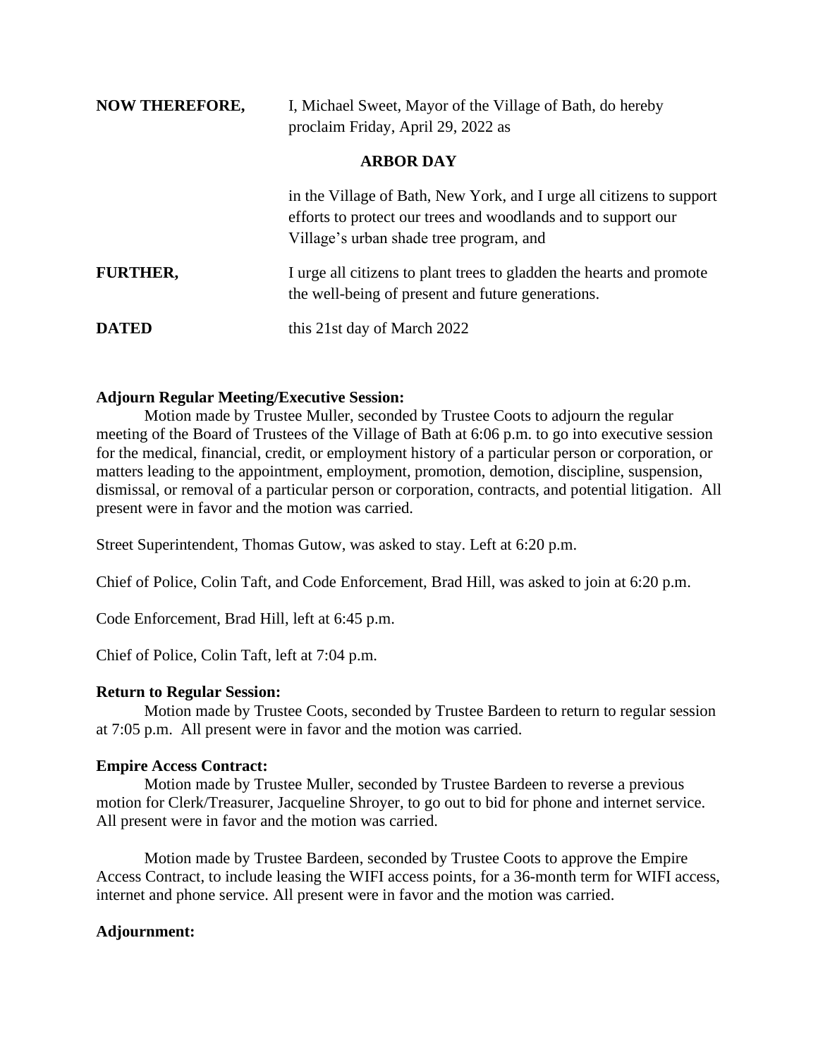**NOW THEREFORE,** I, Michael Sweet, Mayor of the Village of Bath, do hereby proclaim Friday, April 29, 2022 as

**ARBOR DAY**

in the Village of Bath, New York, and I urge all citizens to support efforts to protect our trees and woodlands and to support our Village's urban shade tree program, and

**FURTHER,** I urge all citizens to plant trees to gladden the hearts and promote the well-being of present and future generations.

**DATED** this 21st day of March 2022

**Adjourn Regular Meeting/Executive Session:**

Motion made by Trustee Muller, seconded by Trustee Coots to adjourn the regular meeting of the Board of Trustees of the Village of Bath at 6:06 p.m. to go into executive session for the medical, financial, credit, or employment history of a particular person or corporation, or matters leading to the appointment, employment, promotion, demotion, discipline, suspension, dismissal, or removal of a particular person or corporation, contracts, and potential litigation. All present were in favor and the motion was carried.

Street Superintendent, Thomas Gutow, was asked to stay. Left at 6:20 p.m.

Chief of Police, Colin Taft, and Code Enforcement, Brad Hill, was asked to join at 6:20 p.m.

Code Enforcement, Brad Hill, left at 6:45 p.m.

Chief of Police, Colin Taft, left at 7:04 p.m.

**Return to Regular Session:**

Motion made by Trustee Coots, seconded by Trustee Bardeen to return to regular session at 7:05 p.m. All present were in favor and the motion was carried.

**Empire Access Contract:**

Motion made by Trustee Muller, seconded by Trustee Bardeen to reverse a previous motion for Clerk/Treasurer, Jacqueline Shroyer, to go out to bid for phone and internet service. All present were in favor and the motion was carried.

Motion made by Trustee Bardeen, seconded by Trustee Coots to approve the Empire Access Contract, to include leasing the WIFI access points, for a 36-month term for WIFI access, internet and phone service. All present were in favor and the motion was carried.

**Adjournment:**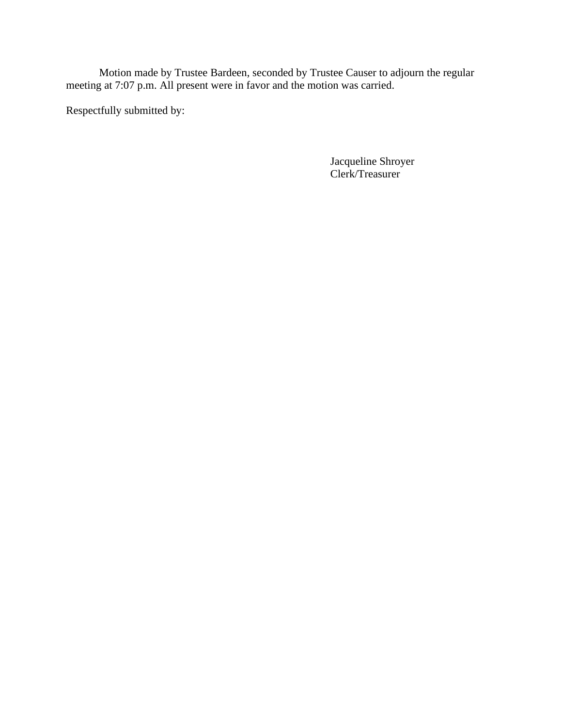Motion made by Trustee Bardeen, seconded by Trustee Causer to adjourn the regular meeting at 7:07 p.m. All present were in favor and the motion was carried.

Respectfully submitted by:

Jacqueline Shroyer
Clerk/Treasurer